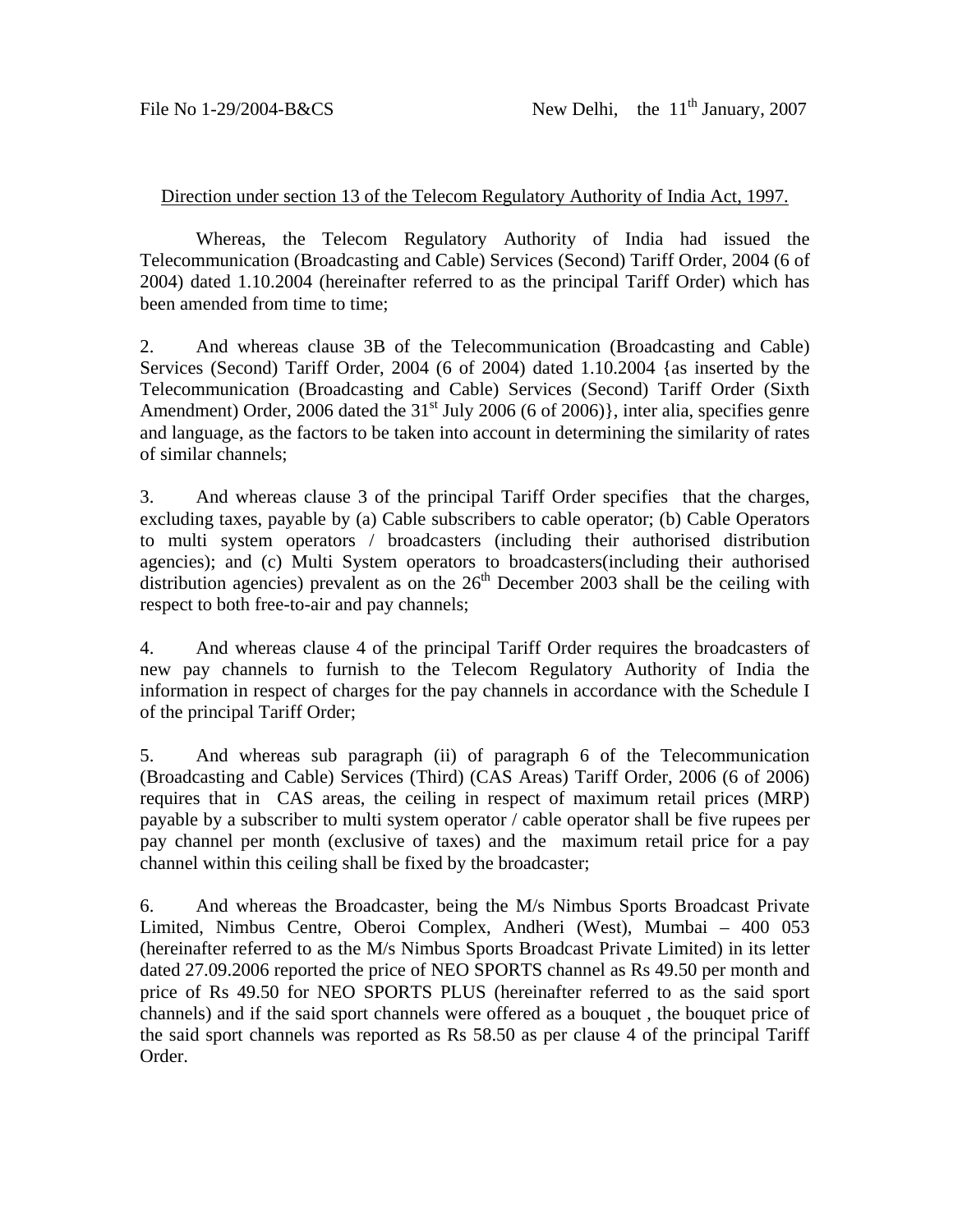File No 1-29/2004-B&CS New Delhi, the 11th January, 2007

Direction under section 13 of the Telecom Regulatory Authority of India Act, 1997.

Whereas, the Telecom Regulatory Authority of India had issued the Telecommunication (Broadcasting and Cable) Services (Second) Tariff Order, 2004 (6 of 2004) dated 1.10.2004 (hereinafter referred to as the principal Tariff Order) which has been amended from time to time;

2. And whereas clause 3B of the Telecommunication (Broadcasting and Cable) Services (Second) Tariff Order, 2004 (6 of 2004) dated 1.10.2004 {as inserted by the Telecommunication (Broadcasting and Cable) Services (Second) Tariff Order (Sixth Amendment) Order, 2006 dated the 31st July 2006 (6 of 2006)}, inter alia, specifies genre and language, as the factors to be taken into account in determining the similarity of rates of similar channels;

3. And whereas clause 3 of the principal Tariff Order specifies that the charges, excluding taxes, payable by (a) Cable subscribers to cable operator; (b) Cable Operators to multi system operators / broadcasters (including their authorised distribution agencies); and (c) Multi System operators to broadcasters(including their authorised distribution agencies) prevalent as on the 26th December 2003 shall be the ceiling with respect to both free-to-air and pay channels;

4. And whereas clause 4 of the principal Tariff Order requires the broadcasters of new pay channels to furnish to the Telecom Regulatory Authority of India the information in respect of charges for the pay channels in accordance with the Schedule I of the principal Tariff Order;

5. And whereas sub paragraph (ii) of paragraph 6 of the Telecommunication (Broadcasting and Cable) Services (Third) (CAS Areas) Tariff Order, 2006 (6 of 2006) requires that in CAS areas, the ceiling in respect of maximum retail prices (MRP) payable by a subscriber to multi system operator / cable operator shall be five rupees per pay channel per month (exclusive of taxes) and the maximum retail price for a pay channel within this ceiling shall be fixed by the broadcaster;

6. And whereas the Broadcaster, being the M/s Nimbus Sports Broadcast Private Limited, Nimbus Centre, Oberoi Complex, Andheri (West), Mumbai – 400 053 (hereinafter referred to as the M/s Nimbus Sports Broadcast Private Limited) in its letter dated 27.09.2006 reported the price of NEO SPORTS channel as Rs 49.50 per month and price of Rs 49.50 for NEO SPORTS PLUS (hereinafter referred to as the said sport channels) and if the said sport channels were offered as a bouquet , the bouquet price of the said sport channels was reported as Rs 58.50 as per clause 4 of the principal Tariff Order.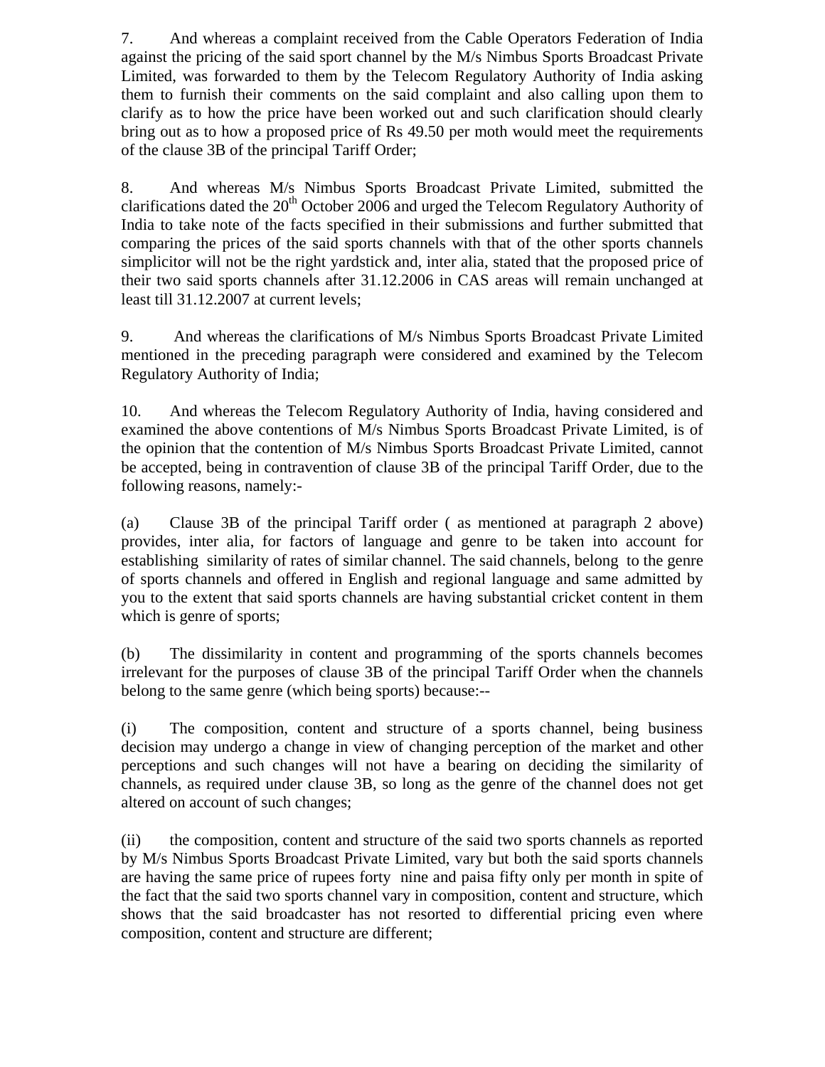7. And whereas a complaint received from the Cable Operators Federation of India against the pricing of the said sport channel by the M/s Nimbus Sports Broadcast Private Limited, was forwarded to them by the Telecom Regulatory Authority of India asking them to furnish their comments on the said complaint and also calling upon them to clarify as to how the price have been worked out and such clarification should clearly bring out as to how a proposed price of Rs 49.50 per moth would meet the requirements of the clause 3B of the principal Tariff Order;

8. And whereas M/s Nimbus Sports Broadcast Private Limited, submitted the clarifications dated the 20th October 2006 and urged the Telecom Regulatory Authority of India to take note of the facts specified in their submissions and further submitted that comparing the prices of the said sports channels with that of the other sports channels simplicitor will not be the right yardstick and, inter alia, stated that the proposed price of their two said sports channels after 31.12.2006 in CAS areas will remain unchanged at least till 31.12.2007 at current levels;

9. And whereas the clarifications of M/s Nimbus Sports Broadcast Private Limited mentioned in the preceding paragraph were considered and examined by the Telecom Regulatory Authority of India;

10. And whereas the Telecom Regulatory Authority of India, having considered and examined the above contentions of M/s Nimbus Sports Broadcast Private Limited, is of the opinion that the contention of M/s Nimbus Sports Broadcast Private Limited, cannot be accepted, being in contravention of clause 3B of the principal Tariff Order, due to the following reasons, namely:-

(a) Clause 3B of the principal Tariff order ( as mentioned at paragraph 2 above) provides, inter alia, for factors of language and genre to be taken into account for establishing similarity of rates of similar channel. The said channels, belong to the genre of sports channels and offered in English and regional language and same admitted by you to the extent that said sports channels are having substantial cricket content in them which is genre of sports;

(b) The dissimilarity in content and programming of the sports channels becomes irrelevant for the purposes of clause 3B of the principal Tariff Order when the channels belong to the same genre (which being sports) because:--

(i) The composition, content and structure of a sports channel, being business decision may undergo a change in view of changing perception of the market and other perceptions and such changes will not have a bearing on deciding the similarity of channels, as required under clause 3B, so long as the genre of the channel does not get altered on account of such changes;

(ii) the composition, content and structure of the said two sports channels as reported by M/s Nimbus Sports Broadcast Private Limited, vary but both the said sports channels are having the same price of rupees forty nine and paisa fifty only per month in spite of the fact that the said two sports channel vary in composition, content and structure, which shows that the said broadcaster has not resorted to differential pricing even where composition, content and structure are different;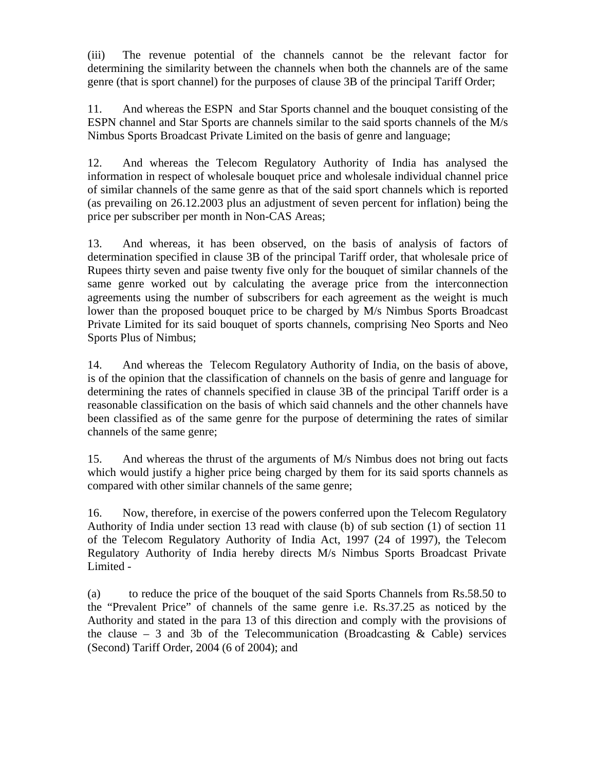(iii) The revenue potential of the channels cannot be the relevant factor for determining the similarity between the channels when both the channels are of the same genre (that is sport channel) for the purposes of clause 3B of the principal Tariff Order;

11. And whereas the ESPN and Star Sports channel and the bouquet consisting of the ESPN channel and Star Sports are channels similar to the said sports channels of the M/s Nimbus Sports Broadcast Private Limited on the basis of genre and language;

12. And whereas the Telecom Regulatory Authority of India has analysed the information in respect of wholesale bouquet price and wholesale individual channel price of similar channels of the same genre as that of the said sport channels which is reported (as prevailing on 26.12.2003 plus an adjustment of seven percent for inflation) being the price per subscriber per month in Non-CAS Areas;

13. And whereas, it has been observed, on the basis of analysis of factors of determination specified in clause 3B of the principal Tariff order, that wholesale price of Rupees thirty seven and paise twenty five only for the bouquet of similar channels of the same genre worked out by calculating the average price from the interconnection agreements using the number of subscribers for each agreement as the weight is much lower than the proposed bouquet price to be charged by M/s Nimbus Sports Broadcast Private Limited for its said bouquet of sports channels, comprising Neo Sports and Neo Sports Plus of Nimbus;

14. And whereas the Telecom Regulatory Authority of India, on the basis of above, is of the opinion that the classification of channels on the basis of genre and language for determining the rates of channels specified in clause 3B of the principal Tariff order is a reasonable classification on the basis of which said channels and the other channels have been classified as of the same genre for the purpose of determining the rates of similar channels of the same genre;

15. And whereas the thrust of the arguments of M/s Nimbus does not bring out facts which would justify a higher price being charged by them for its said sports channels as compared with other similar channels of the same genre;

16. Now, therefore, in exercise of the powers conferred upon the Telecom Regulatory Authority of India under section 13 read with clause (b) of sub section (1) of section 11 of the Telecom Regulatory Authority of India Act, 1997 (24 of 1997), the Telecom Regulatory Authority of India hereby directs M/s Nimbus Sports Broadcast Private Limited -

(a) to reduce the price of the bouquet of the said Sports Channels from Rs.58.50 to the "Prevalent Price" of channels of the same genre i.e. Rs.37.25 as noticed by the Authority and stated in the para 13 of this direction and comply with the provisions of the clause – 3 and 3b of the Telecommunication (Broadcasting & Cable) services (Second) Tariff Order, 2004 (6 of 2004); and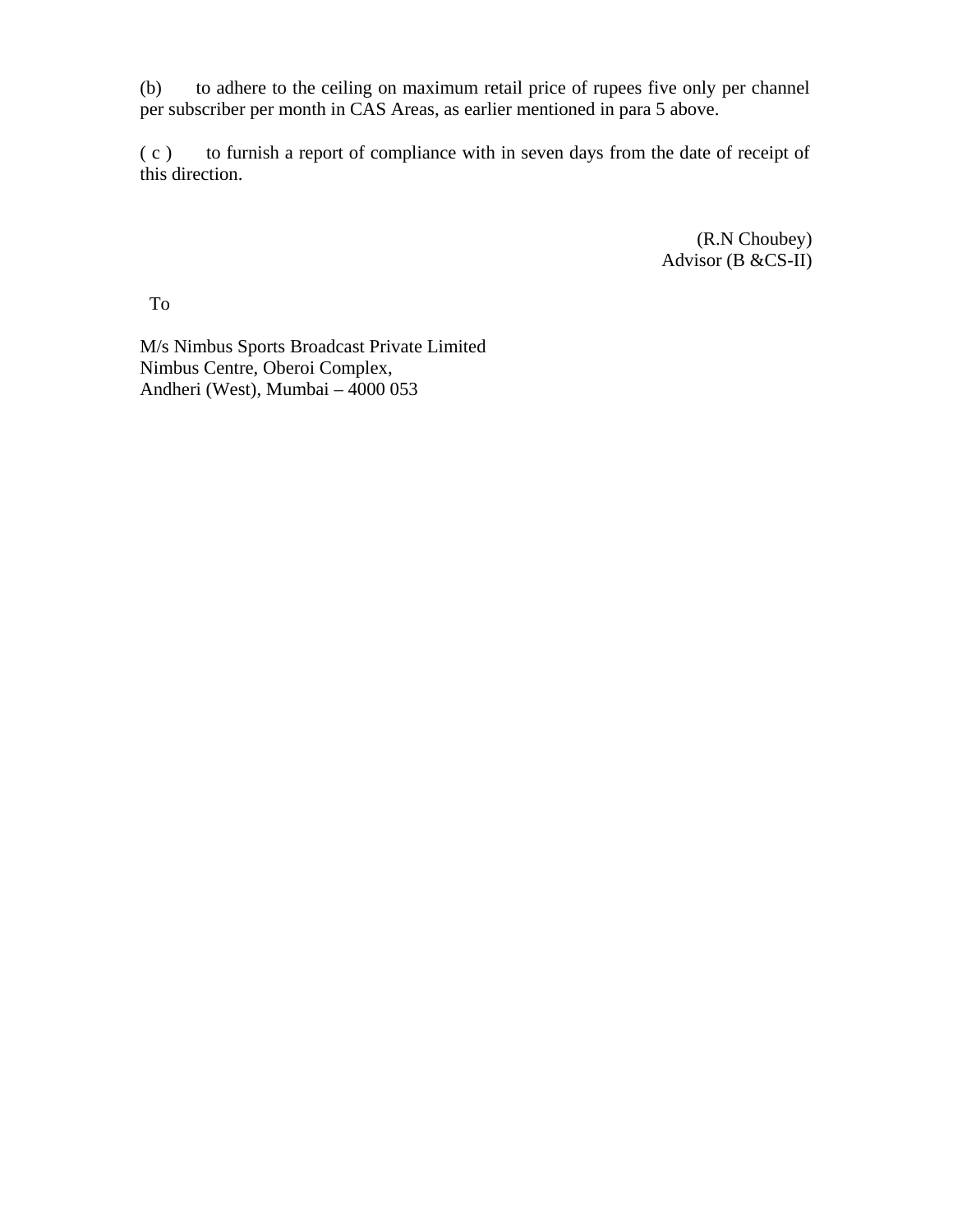(b) to adhere to the ceiling on maximum retail price of rupees five only per channel per subscriber per month in CAS Areas, as earlier mentioned in para 5 above.

( c ) to furnish a report of compliance with in seven days from the date of receipt of this direction.

(R.N Choubey)
Advisor (B &CS-II)

To

M/s Nimbus Sports Broadcast Private Limited
Nimbus Centre, Oberoi Complex,
Andheri (West), Mumbai – 4000 053